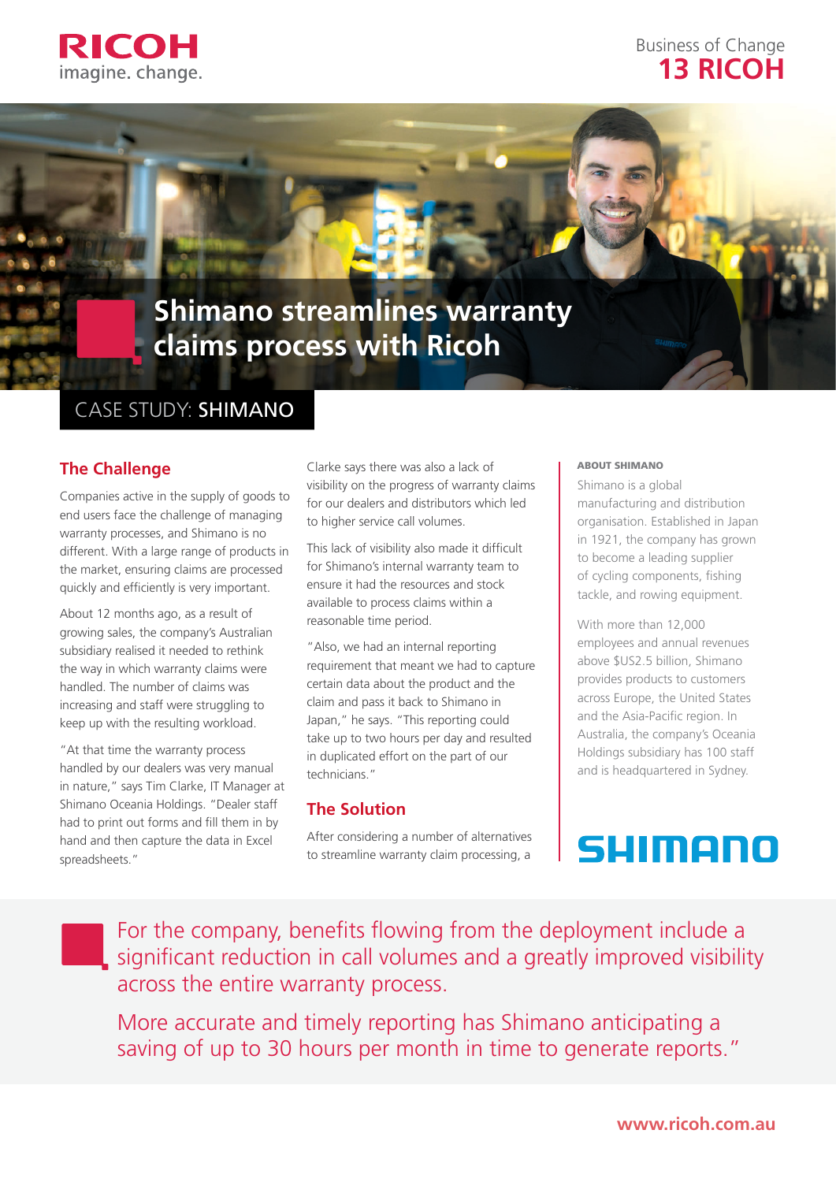RICOH
imagine. change.

Business of Change
**13 RICOH**

# Shimano streamlines warranty claims process with Ricoh

CASE STUDY: **SHIMANO**

## The Challenge

Companies active in the supply of goods to end users face the challenge of managing warranty processes, and Shimano is no different. With a large range of products in the market, ensuring claims are processed quickly and efficiently is very important.

About 12 months ago, as a result of growing sales, the company's Australian subsidiary realised it needed to rethink the way in which warranty claims were handled. The number of claims was increasing and staff were struggling to keep up with the resulting workload.

"At that time the warranty process handled by our dealers was very manual in nature," says Tim Clarke, IT Manager at Shimano Oceania Holdings. "Dealer staff had to print out forms and fill them in by hand and then capture the data in Excel spreadsheets."

Clarke says there was also a lack of visibility on the progress of warranty claims for our dealers and distributors which led to higher service call volumes.

This lack of visibility also made it difficult for Shimano's internal warranty team to ensure it had the resources and stock available to process claims within a reasonable time period.

"Also, we had an internal reporting requirement that meant we had to capture certain data about the product and the claim and pass it back to Shimano in Japan," he says. "This reporting could take up to two hours per day and resulted in duplicated effort on the part of our technicians."

## The Solution

After considering a number of alternatives to streamline warranty claim processing, a

**ABOUT SHIMANO**

Shimano is a global manufacturing and distribution organisation. Established in Japan in 1921, the company has grown to become a leading supplier of cycling components, fishing tackle, and rowing equipment.

With more than 12,000 employees and annual revenues above $US2.5 billion, Shimano provides products to customers across Europe, the United States and the Asia-Pacific region. In Australia, the company's Oceania Holdings subsidiary has 100 staff and is headquartered in Sydney.

SHIMANO

For the company, benefits flowing from the deployment include a significant reduction in call volumes and a greatly improved visibility across the entire warranty process.

More accurate and timely reporting has Shimano anticipating a saving of up to 30 hours per month in time to generate reports."

www.ricoh.com.au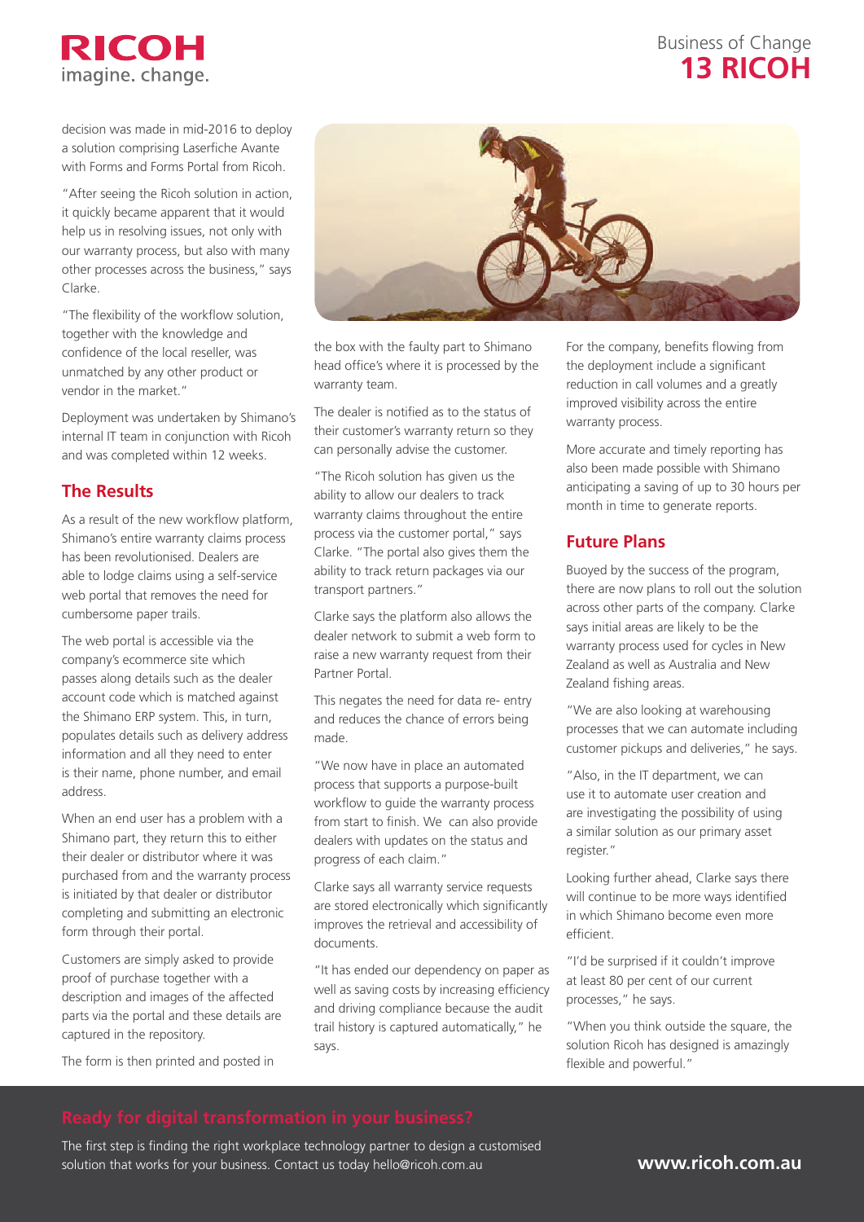decision was made in mid-2016 to deploy a solution comprising Laserfiche Avante with Forms and Forms Portal from Ricoh.

"After seeing the Ricoh solution in action, it quickly became apparent that it would help us in resolving issues, not only with our warranty process, but also with many other processes across the business," says Clarke.

"The flexibility of the workflow solution, together with the knowledge and confidence of the local reseller, was unmatched by any other product or vendor in the market."

Deployment was undertaken by Shimano's internal IT team in conjunction with Ricoh and was completed within 12 weeks.

## The Results

As a result of the new workflow platform, Shimano's entire warranty claims process has been revolutionised. Dealers are able to lodge claims using a self-service web portal that removes the need for cumbersome paper trails.

The web portal is accessible via the company's ecommerce site which passes along details such as the dealer account code which is matched against the Shimano ERP system. This, in turn, populates details such as delivery address information and all they need to enter is their name, phone number, and email address.

When an end user has a problem with a Shimano part, they return this to either their dealer or distributor where it was purchased from and the warranty process is initiated by that dealer or distributor completing and submitting an electronic form through their portal.

Customers are simply asked to provide proof of purchase together with a description and images of the affected parts via the portal and these details are captured in the repository.

The form is then printed and posted in the box with the faulty part to Shimano head office's where it is processed by the warranty team.

The dealer is notified as to the status of their customer's warranty return so they can personally advise the customer.

"The Ricoh solution has given us the ability to allow our dealers to track warranty claims throughout the entire process via the customer portal," says Clarke. "The portal also gives them the ability to track return packages via our transport partners."

Clarke says the platform also allows the dealer network to submit a web form to raise a new warranty request from their Partner Portal.

This negates the need for data re- entry and reduces the chance of errors being made.

"We now have in place an automated process that supports a purpose-built workflow to guide the warranty process from start to finish. We can also provide dealers with updates on the status and progress of each claim."

Clarke says all warranty service requests are stored electronically which significantly improves the retrieval and accessibility of documents.

"It has ended our dependency on paper as well as saving costs by increasing efficiency and driving compliance because the audit trail history is captured automatically," he says.

For the company, benefits flowing from the deployment include a significant reduction in call volumes and a greatly improved visibility across the entire warranty process.

More accurate and timely reporting has also been made possible with Shimano anticipating a saving of up to 30 hours per month in time to generate reports.

## Future Plans

Buoyed by the success of the program, there are now plans to roll out the solution across other parts of the company. Clarke says initial areas are likely to be the warranty process used for cycles in New Zealand as well as Australia and New Zealand fishing areas.

"We are also looking at warehousing processes that we can automate including customer pickups and deliveries," he says.

"Also, in the IT department, we can use it to automate user creation and are investigating the possibility of using a similar solution as our primary asset register."

Looking further ahead, Clarke says there will continue to be more ways identified in which Shimano become even more efficient.

"I'd be surprised if it couldn't improve at least 80 per cent of our current processes," he says.

"When you think outside the square, the solution Ricoh has designed is amazingly flexible and powerful."

## Ready for digital transformation in your business?

The first step is finding the right workplace technology partner to design a customised solution that works for your business. Contact us today hello@ricoh.com.au

**www.ricoh.com.au**